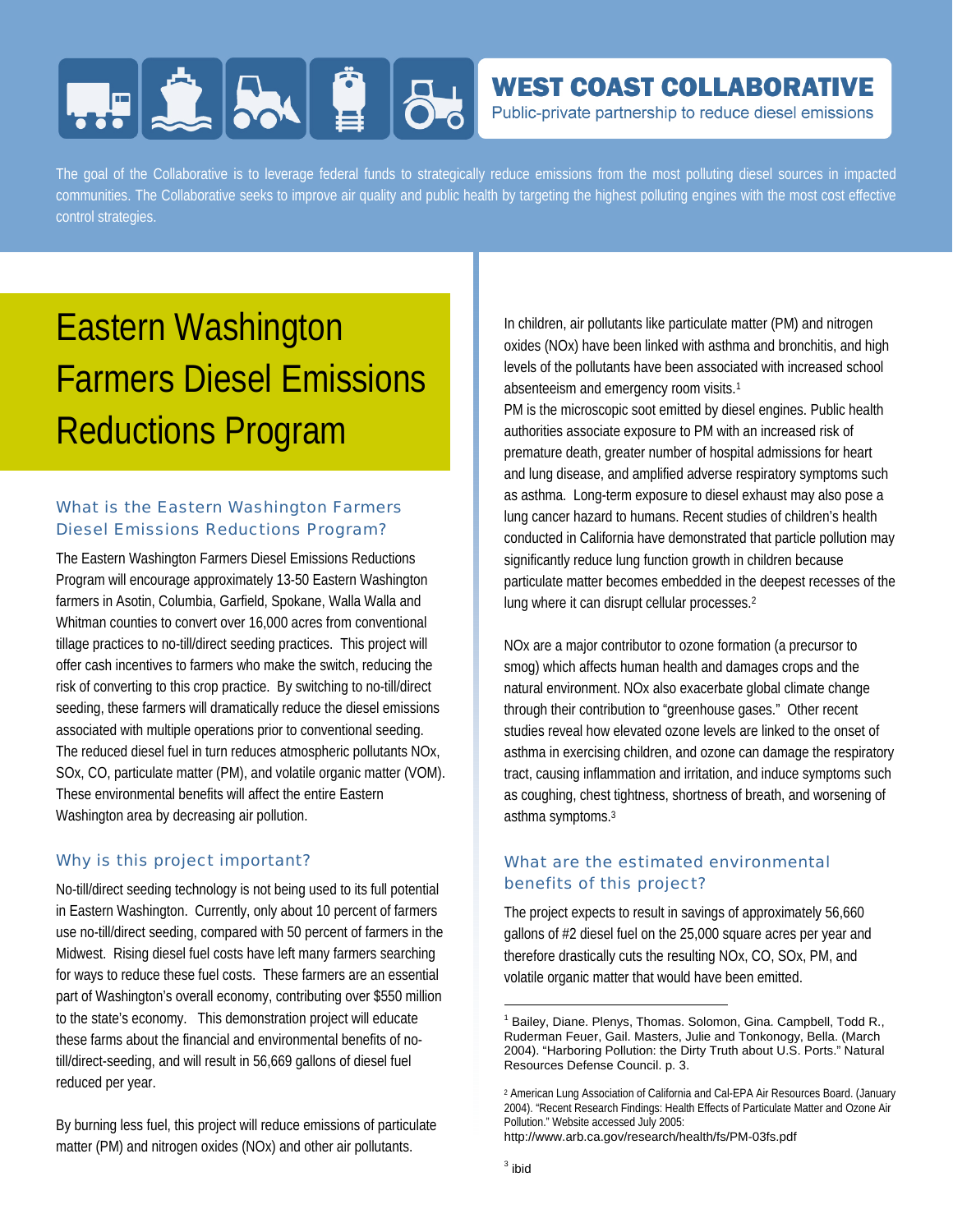# WEST COAST COLLABORATIVE

Public-private partnership to reduce diesel emissions

The goal of the Collaborative is to leverage federal funds to strategically reduce emissions from the most polluting diesel sources in impacted communities. The Collaborative seeks to improve air quality and public health by targeting the highest polluting engines with the most cost effective control strategies.

# Eastern Washington Farmers Diesel Emissions Reductions Program

## What is the Eastern Washington Farmers Diesel Emissions Reductions Program?

The Eastern Washington Farmers Diesel Emissions Reductions Program will encourage approximately 13-50 Eastern Washington farmers in Asotin, Columbia, Garfield, Spokane, Walla Walla and Whitman counties to convert over 16,000 acres from conventional tillage practices to no-till/direct seeding practices. This project will offer cash incentives to farmers who make the switch, reducing the risk of converting to this crop practice. By switching to no-till/direct seeding, these farmers will dramatically reduce the diesel emissions associated with multiple operations prior to conventional seeding. The reduced diesel fuel in turn reduces atmospheric pollutants NOx, SOx, CO, particulate matter (PM), and volatile organic matter (VOM). These environmental benefits will affect the entire Eastern Washington area by decreasing air pollution.

## Why is this project important?

No-till/direct seeding technology is not being used to its full potential in Eastern Washington. Currently, only about 10 percent of farmers use no-till/direct seeding, compared with 50 percent of farmers in the Midwest. Rising diesel fuel costs have left many farmers searching for ways to reduce these fuel costs. These farmers are an essential part of Washington's overall economy, contributing over $550 million to the state's economy. This demonstration project will educate these farms about the financial and environmental benefits of no-till/direct-seeding, and will result in 56,669 gallons of diesel fuel reduced per year.

By burning less fuel, this project will reduce emissions of particulate matter (PM) and nitrogen oxides (NOx) and other air pollutants.

In children, air pollutants like particulate matter (PM) and nitrogen oxides (NOx) have been linked with asthma and bronchitis, and high levels of the pollutants have been associated with increased school absenteeism and emergency room visits.[1]

PM is the microscopic soot emitted by diesel engines. Public health authorities associate exposure to PM with an increased risk of premature death, greater number of hospital admissions for heart and lung disease, and amplified adverse respiratory symptoms such as asthma. Long-term exposure to diesel exhaust may also pose a lung cancer hazard to humans. Recent studies of children's health conducted in California have demonstrated that particle pollution may significantly reduce lung function growth in children because particulate matter becomes embedded in the deepest recesses of the lung where it can disrupt cellular processes.[2]

NOx are a major contributor to ozone formation (a precursor to smog) which affects human health and damages crops and the natural environment. NOx also exacerbate global climate change through their contribution to "greenhouse gases." Other recent studies reveal how elevated ozone levels are linked to the onset of asthma in exercising children, and ozone can damage the respiratory tract, causing inflammation and irritation, and induce symptoms such as coughing, chest tightness, shortness of breath, and worsening of asthma symptoms.[3]

## What are the estimated environmental benefits of this project?

The project expects to result in savings of approximately 56,660 gallons of #2 diesel fuel on the 25,000 square acres per year and therefore drastically cuts the resulting NOx, CO, SOx, PM, and volatile organic matter that would have been emitted.

---

[1] Bailey, Diane. Plenys, Thomas. Solomon, Gina. Campbell, Todd R., Ruderman Feuer, Gail. Masters, Julie and Tonkonogy, Bella. (March 2004). "Harboring Pollution: the Dirty Truth about U.S. Ports." Natural Resources Defense Council. p. 3.

[2] American Lung Association of California and Cal-EPA Air Resources Board. (January 2004). "Recent Research Findings: Health Effects of Particulate Matter and Ozone Air Pollution." Website accessed July 2005: http://www.arb.ca.gov/research/health/fs/PM-03fs.pdf

[3] ibid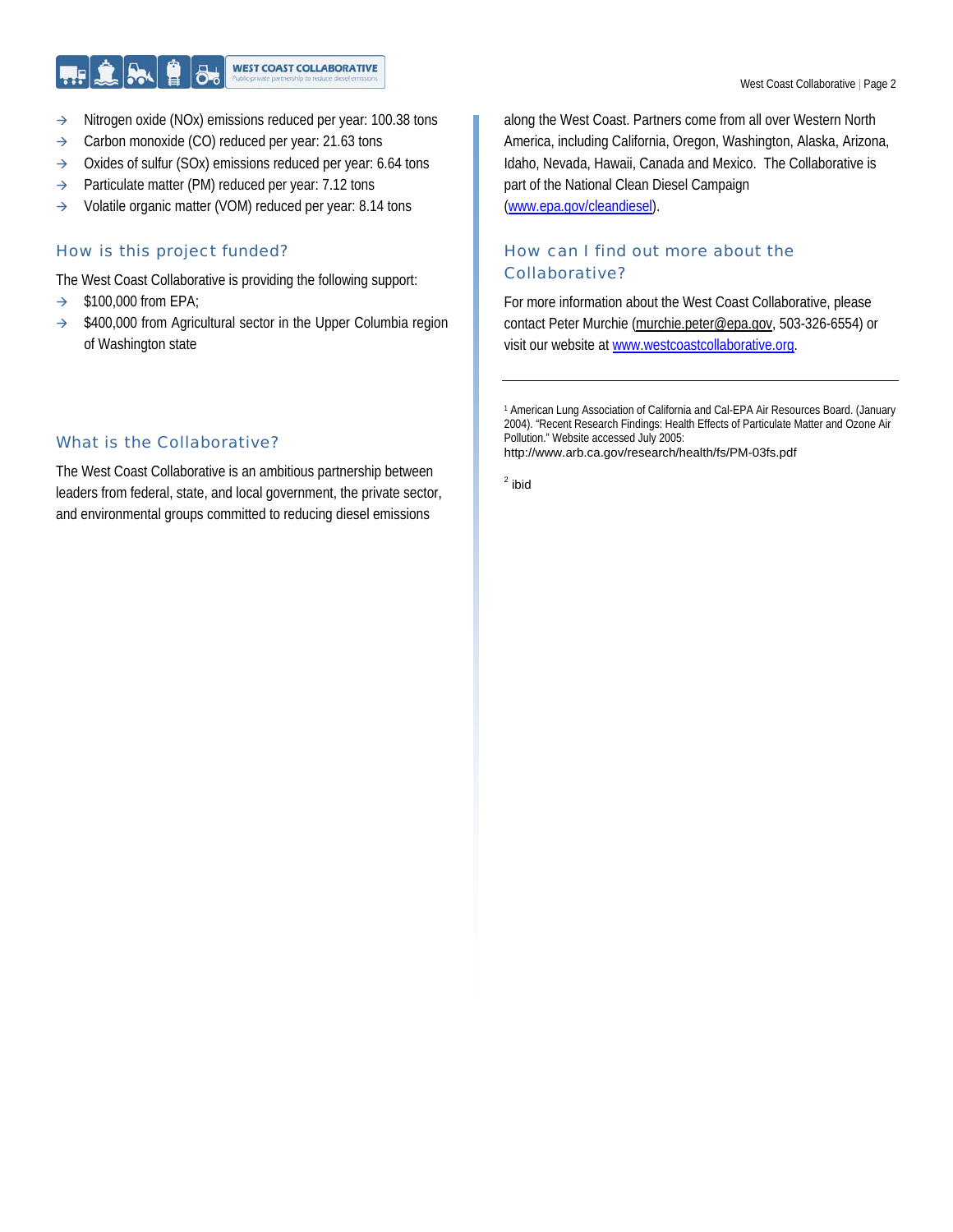- Nitrogen oxide (NOx) emissions reduced per year: 100.38 tons
- Carbon monoxide (CO) reduced per year: 21.63 tons
- Oxides of sulfur (SOx) emissions reduced per year: 6.64 tons
- Particulate matter (PM) reduced per year: 7.12 tons
- Volatile organic matter (VOM) reduced per year: 8.14 tons

## How is this project funded?

The West Coast Collaborative is providing the following support:

- $100,000 from EPA;
- $400,000 from Agricultural sector in the Upper Columbia region of Washington state

## What is the Collaborative?

The West Coast Collaborative is an ambitious partnership between leaders from federal, state, and local government, the private sector, and environmental groups committed to reducing diesel emissions along the West Coast. Partners come from all over Western North America, including California, Oregon, Washington, Alaska, Arizona, Idaho, Nevada, Hawaii, Canada and Mexico. The Collaborative is part of the National Clean Diesel Campaign (www.epa.gov/cleandiesel).

## How can I find out more about the Collaborative?

For more information about the West Coast Collaborative, please contact Peter Murchie (murchie.peter@epa.gov, 503-326-6554) or visit our website at www.westcoastcollaborative.org.

---

[1] American Lung Association of California and Cal-EPA Air Resources Board. (January 2004). "Recent Research Findings: Health Effects of Particulate Matter and Ozone Air Pollution." Website accessed July 2005: http://www.arb.ca.gov/research/health/fs/PM-03fs.pdf

[2] ibid